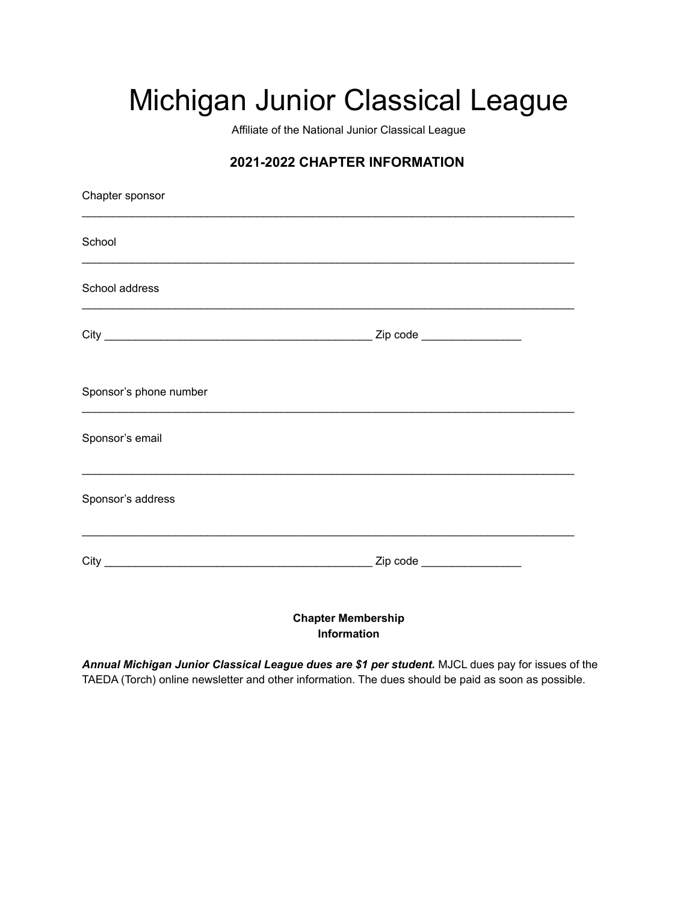# Michigan Junior Classical League

Affiliate of the National Junior Classical League

## 2021-2022 CHAPTER INFORMATION

Chapter sponsor

______________________________________________________________________________

School

______________________________________________________________________________

School address

______________________________________________________________________________

City ___________________________________________ Zip code _______________

Sponsor's phone number

______________________________________________________________________________

Sponsor's email

______________________________________________________________________________

Sponsor's address

______________________________________________________________________________

City ___________________________________________ Zip code _______________

**Chapter Membership Information**

***Annual Michigan Junior Classical League dues are $1 per student.*** MJCL dues pay for issues of the TAEDA (Torch) online newsletter and other information. The dues should be paid as soon as possible.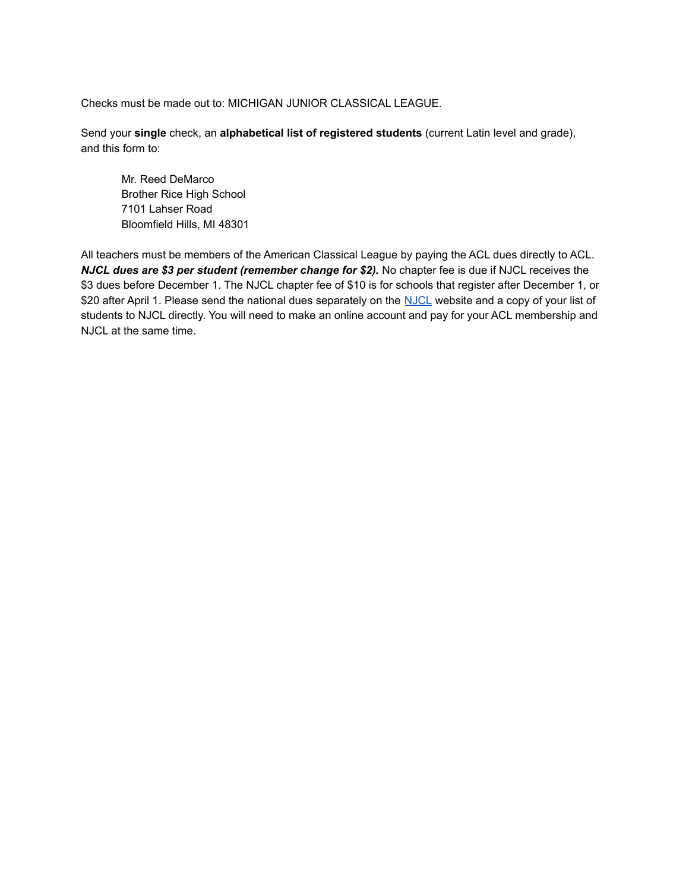Checks must be made out to: MICHIGAN JUNIOR CLASSICAL LEAGUE.

Send your **single** check, an **alphabetical list of registered students** (current Latin level and grade), and this form to:

> Mr. Reed DeMarco
> Brother Rice High School
> 7101 Lahser Road
> Bloomfield Hills, MI 48301

All teachers must be members of the American Classical League by paying the ACL dues directly to ACL. ***NJCL dues are $3 per student (remember change for $2).*** No chapter fee is due if NJCL receives the $3 dues before December 1. The NJCL chapter fee of $10 is for schools that register after December 1, or $20 after April 1. Please send the national dues separately on the NJCL website and a copy of your list of students to NJCL directly. You will need to make an online account and pay for your ACL membership and NJCL at the same time.